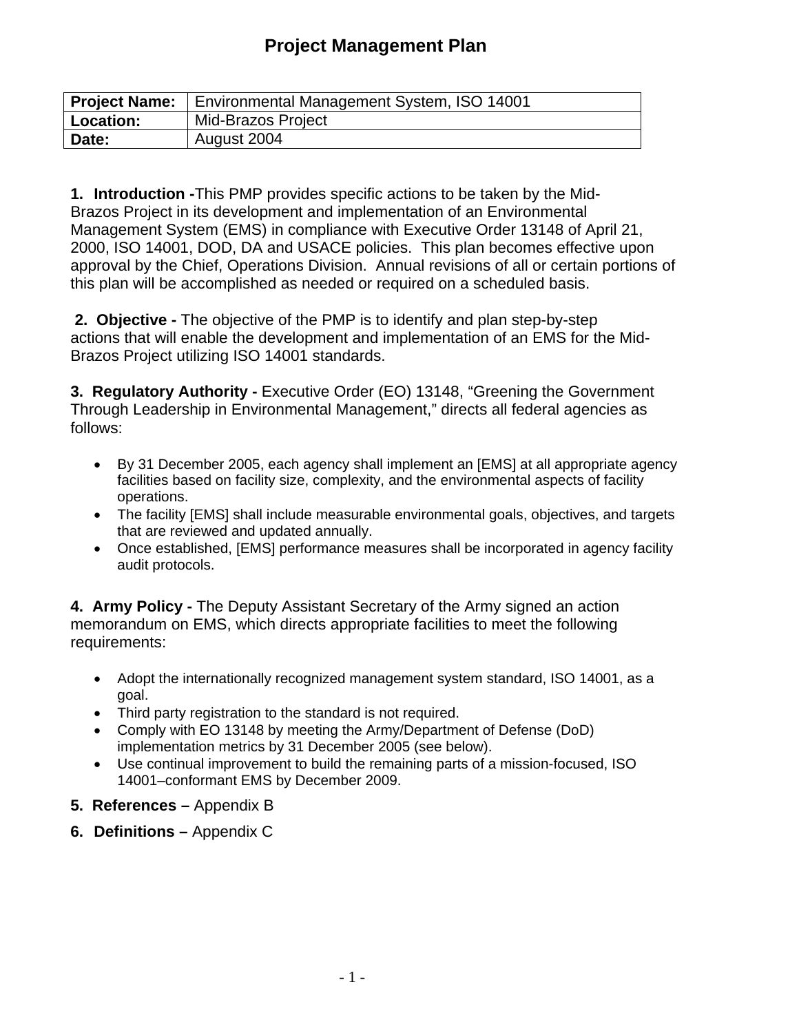# Project Management Plan

| **Project Name:** | Environmental Management System, ISO 14001 |
| --- | --- |
| **Location:** | Mid-Brazos Project |
| **Date:** | August 2004 |

**1. Introduction -** This PMP provides specific actions to be taken by the Mid-Brazos Project in its development and implementation of an Environmental Management System (EMS) in compliance with Executive Order 13148 of April 21, 2000, ISO 14001, DOD, DA and USACE policies. This plan becomes effective upon approval by the Chief, Operations Division. Annual revisions of all or certain portions of this plan will be accomplished as needed or required on a scheduled basis.

**2. Objective -** The objective of the PMP is to identify and plan step-by-step actions that will enable the development and implementation of an EMS for the Mid-Brazos Project utilizing ISO 14001 standards.

**3. Regulatory Authority -** Executive Order (EO) 13148, "Greening the Government Through Leadership in Environmental Management," directs all federal agencies as follows:

- By 31 December 2005, each agency shall implement an [EMS] at all appropriate agency facilities based on facility size, complexity, and the environmental aspects of facility operations.
- The facility [EMS] shall include measurable environmental goals, objectives, and targets that are reviewed and updated annually.
- Once established, [EMS] performance measures shall be incorporated in agency facility audit protocols.

**4. Army Policy -** The Deputy Assistant Secretary of the Army signed an action memorandum on EMS, which directs appropriate facilities to meet the following requirements:

- Adopt the internationally recognized management system standard, ISO 14001, as a goal.
- Third party registration to the standard is not required.
- Comply with EO 13148 by meeting the Army/Department of Defense (DoD) implementation metrics by 31 December 2005 (see below).
- Use continual improvement to build the remaining parts of a mission-focused, ISO 14001–conformant EMS by December 2009.

**5. References –** Appendix B

**6. Definitions –** Appendix C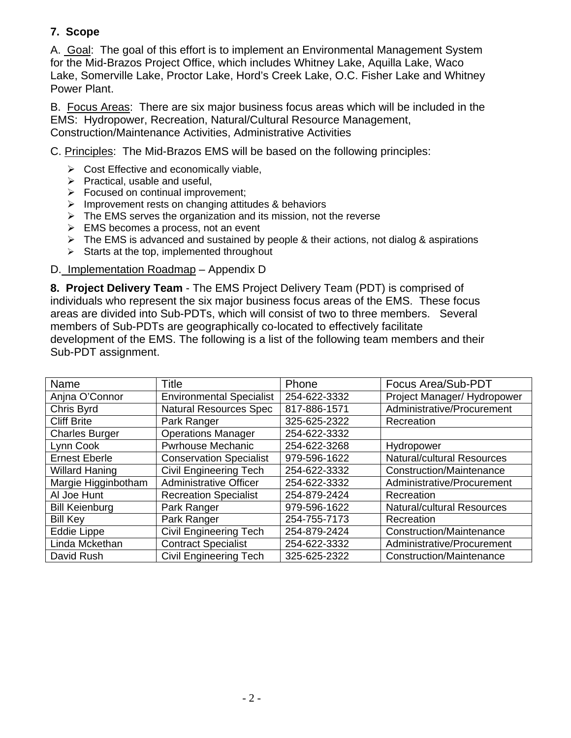**7. Scope**

A. Goal: The goal of this effort is to implement an Environmental Management System for the Mid-Brazos Project Office, which includes Whitney Lake, Aquilla Lake, Waco Lake, Somerville Lake, Proctor Lake, Hord's Creek Lake, O.C. Fisher Lake and Whitney Power Plant.

B. Focus Areas: There are six major business focus areas which will be included in the EMS: Hydropower, Recreation, Natural/Cultural Resource Management, Construction/Maintenance Activities, Administrative Activities

C. Principles: The Mid-Brazos EMS will be based on the following principles:

- Cost Effective and economically viable,
- Practical, usable and useful,
- Focused on continual improvement;
- Improvement rests on changing attitudes & behaviors
- The EMS serves the organization and its mission, not the reverse
- EMS becomes a process, not an event
- The EMS is advanced and sustained by people & their actions, not dialog & aspirations
- Starts at the top, implemented throughout

D. Implementation Roadmap – Appendix D

**8. Project Delivery Team** - The EMS Project Delivery Team (PDT) is comprised of individuals who represent the six major business focus areas of the EMS. These focus areas are divided into Sub-PDTs, which will consist of two to three members. Several members of Sub-PDTs are geographically co-located to effectively facilitate development of the EMS. The following is a list of the following team members and their Sub-PDT assignment.

| Name | Title | Phone | Focus Area/Sub-PDT |
|---|---|---|---|
| Anjna O'Connor | Environmental Specialist | 254-622-3332 | Project Manager/ Hydropower |
| Chris Byrd | Natural Resources Spec | 817-886-1571 | Administrative/Procurement |
| Cliff Brite | Park Ranger | 325-625-2322 | Recreation |
| Charles Burger | Operations Manager | 254-622-3332 | |
| Lynn Cook | Pwrhouse Mechanic | 254-622-3268 | Hydropower |
| Ernest Eberle | Conservation Specialist | 979-596-1622 | Natural/cultural Resources |
| Willard Haning | Civil Engineering Tech | 254-622-3332 | Construction/Maintenance |
| Margie Higginbotham | Administrative Officer | 254-622-3332 | Administrative/Procurement |
| Al Joe Hunt | Recreation Specialist | 254-879-2424 | Recreation |
| Bill Keienburg | Park Ranger | 979-596-1622 | Natural/cultural Resources |
| Bill Key | Park Ranger | 254-755-7173 | Recreation |
| Eddie Lippe | Civil Engineering Tech | 254-879-2424 | Construction/Maintenance |
| Linda Mckethan | Contract Specialist | 254-622-3332 | Administrative/Procurement |
| David Rush | Civil Engineering Tech | 325-625-2322 | Construction/Maintenance |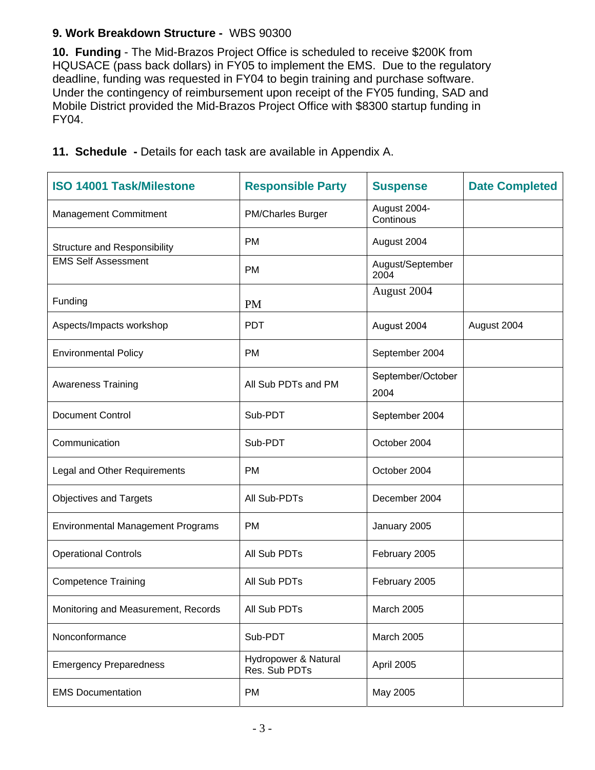**9. Work Breakdown Structure -** WBS 90300

**10. Funding** - The Mid-Brazos Project Office is scheduled to receive $200K from HQUSACE (pass back dollars) in FY05 to implement the EMS. Due to the regulatory deadline, funding was requested in FY04 to begin training and purchase software. Under the contingency of reimbursement upon receipt of the FY05 funding, SAD and Mobile District provided the Mid-Brazos Project Office with $8300 startup funding in FY04.

**11. Schedule -** Details for each task are available in Appendix A.

| ISO 14001 Task/Milestone | Responsible Party | Suspense | Date Completed |
|---|---|---|---|
| Management Commitment | PM/Charles Burger | August 2004- Continous | |
| Structure and Responsibility | PM | August 2004 | |
| EMS Self Assessment | PM | August/September 2004 | |
| Funding | PM | August 2004 | |
| Aspects/Impacts workshop | PDT | August 2004 | August 2004 |
| Environmental Policy | PM | September 2004 | |
| Awareness Training | All Sub PDTs and PM | September/October 2004 | |
| Document Control | Sub-PDT | September 2004 | |
| Communication | Sub-PDT | October 2004 | |
| Legal and Other Requirements | PM | October 2004 | |
| Objectives and Targets | All Sub-PDTs | December 2004 | |
| Environmental Management Programs | PM | January 2005 | |
| Operational Controls | All Sub PDTs | February 2005 | |
| Competence Training | All Sub PDTs | February 2005 | |
| Monitoring and Measurement, Records | All Sub PDTs | March 2005 | |
| Nonconformance | Sub-PDT | March 2005 | |
| Emergency Preparedness | Hydropower & Natural Res. Sub PDTs | April 2005 | |
| EMS Documentation | PM | May 2005 | |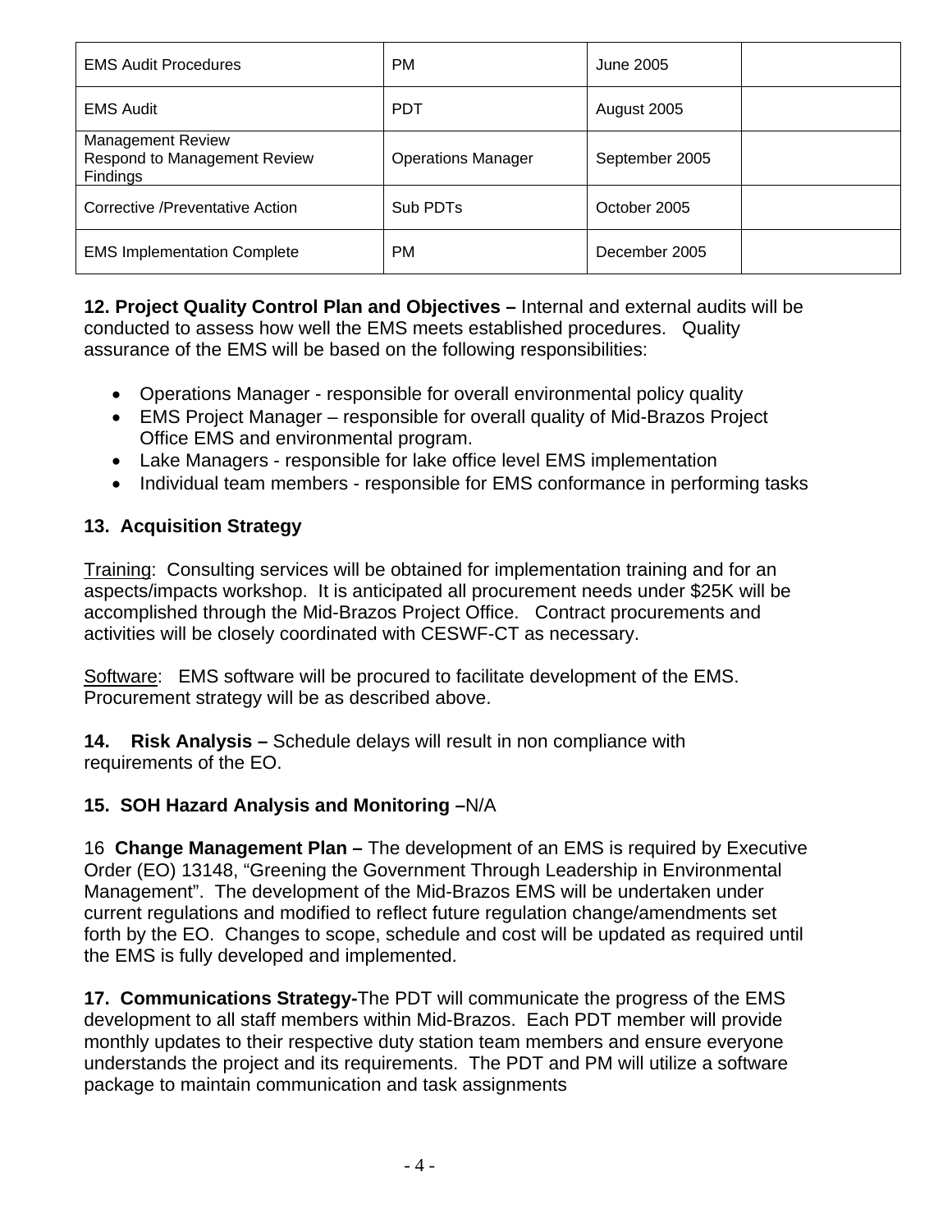| EMS Audit Procedures | PM | June 2005 | |
|---|---|---|---|
| EMS Audit | PDT | August 2005 | |
| Management Review<br>Respond to Management Review Findings | Operations Manager | September 2005 | |
| Corrective /Preventative Action | Sub PDTs | October 2005 | |
| EMS Implementation Complete | PM | December 2005 | |

**12. Project Quality Control Plan and Objectives –** Internal and external audits will be conducted to assess how well the EMS meets established procedures. Quality assurance of the EMS will be based on the following responsibilities:

- Operations Manager - responsible for overall environmental policy quality
- EMS Project Manager – responsible for overall quality of Mid-Brazos Project Office EMS and environmental program.
- Lake Managers - responsible for lake office level EMS implementation
- Individual team members - responsible for EMS conformance in performing tasks

**13. Acquisition Strategy**

Training: Consulting services will be obtained for implementation training and for an aspects/impacts workshop. It is anticipated all procurement needs under $25K will be accomplished through the Mid-Brazos Project Office. Contract procurements and activities will be closely coordinated with CESWF-CT as necessary.

Software: EMS software will be procured to facilitate development of the EMS. Procurement strategy will be as described above.

**14. Risk Analysis –** Schedule delays will result in non compliance with requirements of the EO.

**15. SOH Hazard Analysis and Monitoring –**N/A

16 **Change Management Plan –** The development of an EMS is required by Executive Order (EO) 13148, "Greening the Government Through Leadership in Environmental Management". The development of the Mid-Brazos EMS will be undertaken under current regulations and modified to reflect future regulation change/amendments set forth by the EO. Changes to scope, schedule and cost will be updated as required until the EMS is fully developed and implemented.

**17. Communications Strategy-**The PDT will communicate the progress of the EMS development to all staff members within Mid-Brazos. Each PDT member will provide monthly updates to their respective duty station team members and ensure everyone understands the project and its requirements. The PDT and PM will utilize a software package to maintain communication and task assignments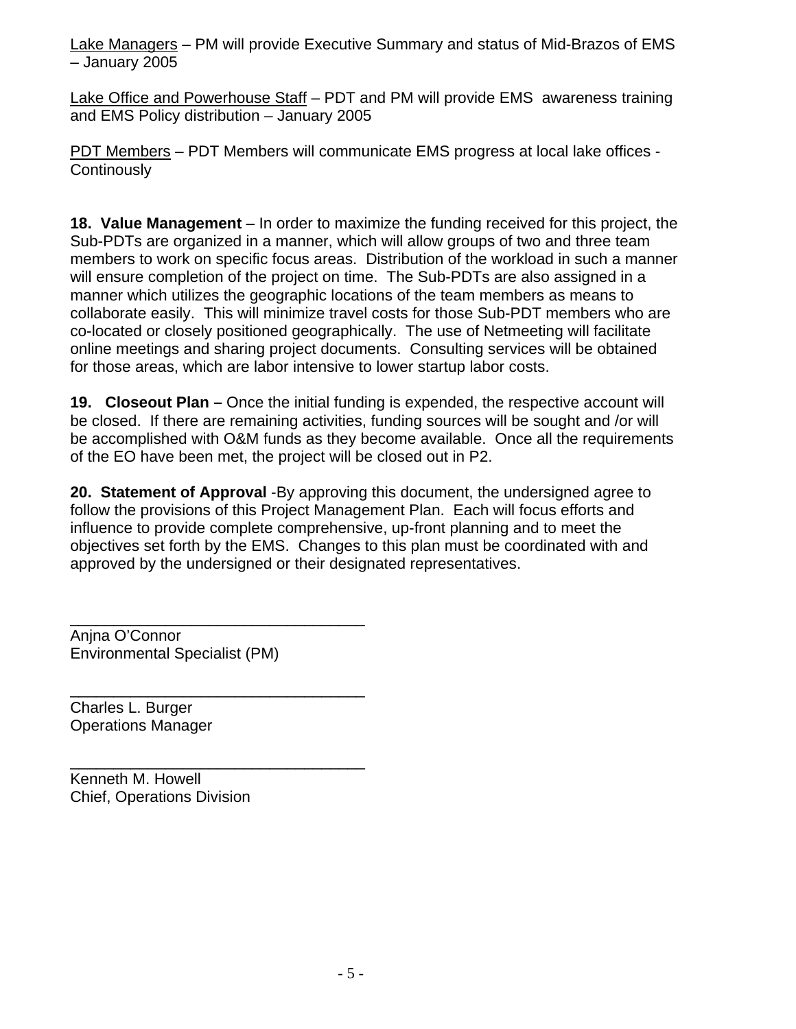<u>Lake Managers</u> – PM will provide Executive Summary and status of Mid-Brazos of EMS – January 2005

<u>Lake Office and Powerhouse Staff</u> – PDT and PM will provide EMS awareness training and EMS Policy distribution – January 2005

<u>PDT Members</u> – PDT Members will communicate EMS progress at local lake offices - Continously

**18. Value Management** – In order to maximize the funding received for this project, the Sub-PDTs are organized in a manner, which will allow groups of two and three team members to work on specific focus areas. Distribution of the workload in such a manner will ensure completion of the project on time. The Sub-PDTs are also assigned in a manner which utilizes the geographic locations of the team members as means to collaborate easily. This will minimize travel costs for those Sub-PDT members who are co-located or closely positioned geographically. The use of Netmeeting will facilitate online meetings and sharing project documents. Consulting services will be obtained for those areas, which are labor intensive to lower startup labor costs.

**19. Closeout Plan –** Once the initial funding is expended, the respective account will be closed. If there are remaining activities, funding sources will be sought and /or will be accomplished with O&M funds as they become available. Once all the requirements of the EO have been met, the project will be closed out in P2.

**20. Statement of Approval** -By approving this document, the undersigned agree to follow the provisions of this Project Management Plan. Each will focus efforts and influence to provide complete comprehensive, up-front planning and to meet the objectives set forth by the EMS. Changes to this plan must be coordinated with and approved by the undersigned or their designated representatives.

___________________________________
Anjna O'Connor
Environmental Specialist (PM)

___________________________________
Charles L. Burger
Operations Manager

___________________________________
Kenneth M. Howell
Chief, Operations Division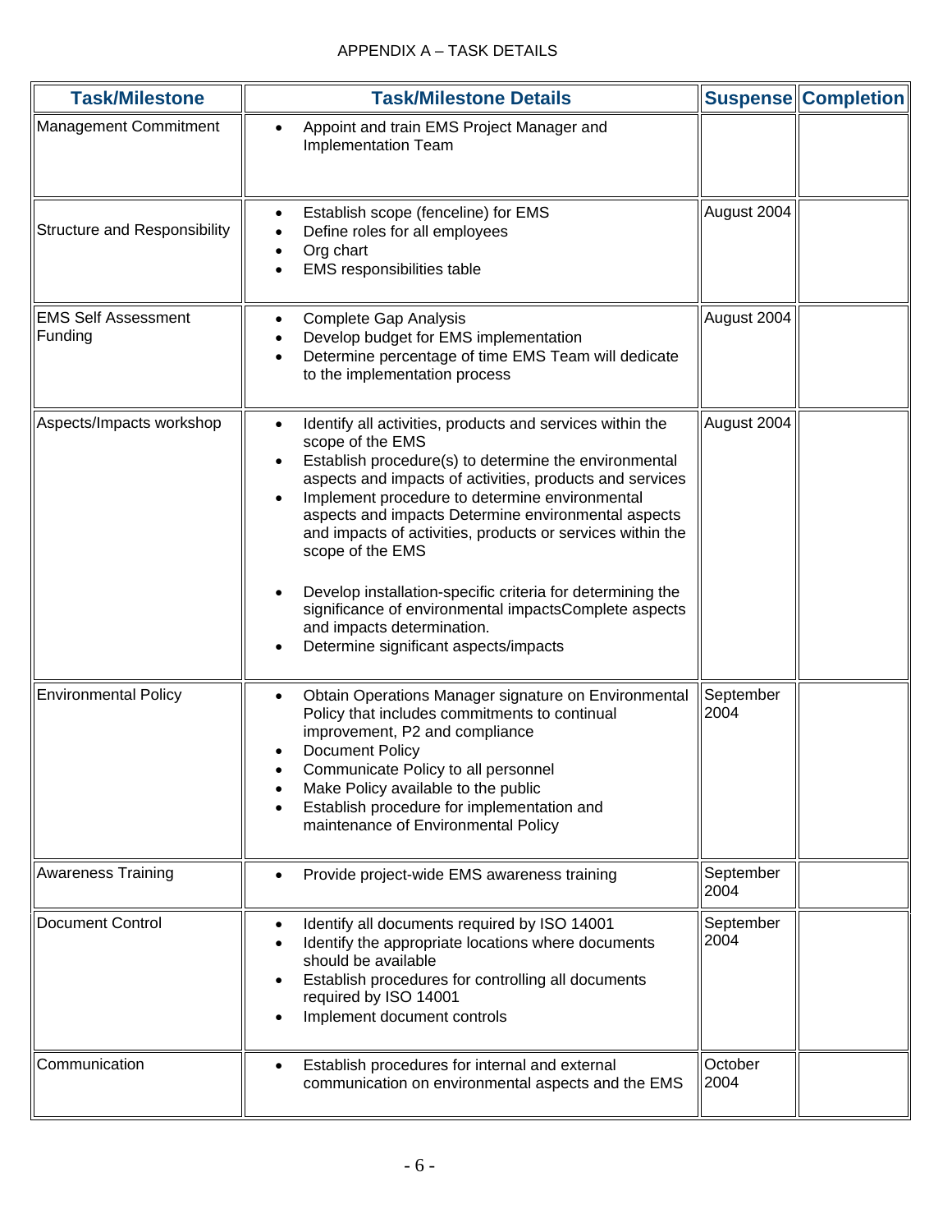APPENDIX A – TASK DETAILS

| Task/Milestone | Task/Milestone Details | Suspense | Completion |
|---|---|---|---|
| Management Commitment | • Appoint and train EMS Project Manager and Implementation Team | | |
| Structure and Responsibility | • Establish scope (fenceline) for EMS<br>• Define roles for all employees<br>• Org chart<br>• EMS responsibilities table | August 2004 | |
| EMS Self Assessment Funding | • Complete Gap Analysis<br>• Develop budget for EMS implementation<br>• Determine percentage of time EMS Team will dedicate to the implementation process | August 2004 | |
| Aspects/Impacts workshop | • Identify all activities, products and services within the scope of the EMS<br>• Establish procedure(s) to determine the environmental aspects and impacts of activities, products and services<br>• Implement procedure to determine environmental aspects and impacts Determine environmental aspects and impacts of activities, products or services within the scope of the EMS<br>• Develop installation-specific criteria for determining the significance of environmental impactsComplete aspects and impacts determination.<br>• Determine significant aspects/impacts | August 2004 | |
| Environmental Policy | • Obtain Operations Manager signature on Environmental Policy that includes commitments to continual improvement, P2 and compliance<br>• Document Policy<br>• Communicate Policy to all personnel<br>• Make Policy available to the public<br>• Establish procedure for implementation and maintenance of Environmental Policy | September 2004 | |
| Awareness Training | • Provide project-wide EMS awareness training | September 2004 | |
| Document Control | • Identify all documents required by ISO 14001<br>• Identify the appropriate locations where documents should be available<br>• Establish procedures for controlling all documents required by ISO 14001<br>• Implement document controls | September 2004 | |
| Communication | • Establish procedures for internal and external communication on environmental aspects and the EMS | October 2004 | |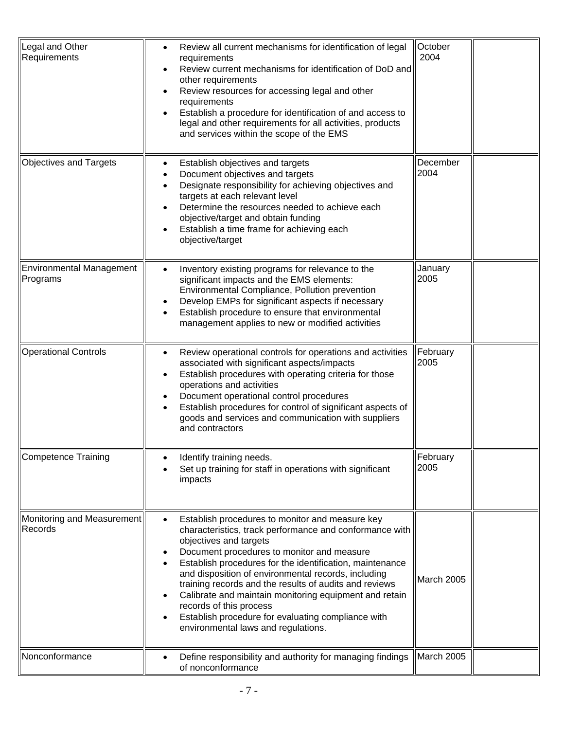| | | | |
|---|---|---|---|
| Legal and Other Requirements | • Review all current mechanisms for identification of legal requirements<br>• Review current mechanisms for identification of DoD and other requirements<br>• Review resources for accessing legal and other requirements<br>• Establish a procedure for identification of and access to legal and other requirements for all activities, products and services within the scope of the EMS | October 2004 | |
| Objectives and Targets | • Establish objectives and targets<br>• Document objectives and targets<br>• Designate responsibility for achieving objectives and targets at each relevant level<br>• Determine the resources needed to achieve each objective/target and obtain funding<br>• Establish a time frame for achieving each objective/target | December 2004 | |
| Environmental Management Programs | • Inventory existing programs for relevance to the significant impacts and the EMS elements: Environmental Compliance, Pollution prevention<br>• Develop EMPs for significant aspects if necessary<br>• Establish procedure to ensure that environmental management applies to new or modified activities | January 2005 | |
| Operational Controls | • Review operational controls for operations and activities associated with significant aspects/impacts<br>• Establish procedures with operating criteria for those operations and activities<br>• Document operational control procedures<br>• Establish procedures for control of significant aspects of goods and services and communication with suppliers and contractors | February 2005 | |
| Competence Training | • Identify training needs.<br>• Set up training for staff in operations with significant impacts | February 2005 | |
| Monitoring and Measurement Records | • Establish procedures to monitor and measure key characteristics, track performance and conformance with objectives and targets<br>• Document procedures to monitor and measure<br>• Establish procedures for the identification, maintenance and disposition of environmental records, including training records and the results of audits and reviews<br>• Calibrate and maintain monitoring equipment and retain records of this process<br>• Establish procedure for evaluating compliance with environmental laws and regulations. | March 2005 | |
| Nonconformance | • Define responsibility and authority for managing findings of nonconformance | March 2005 | |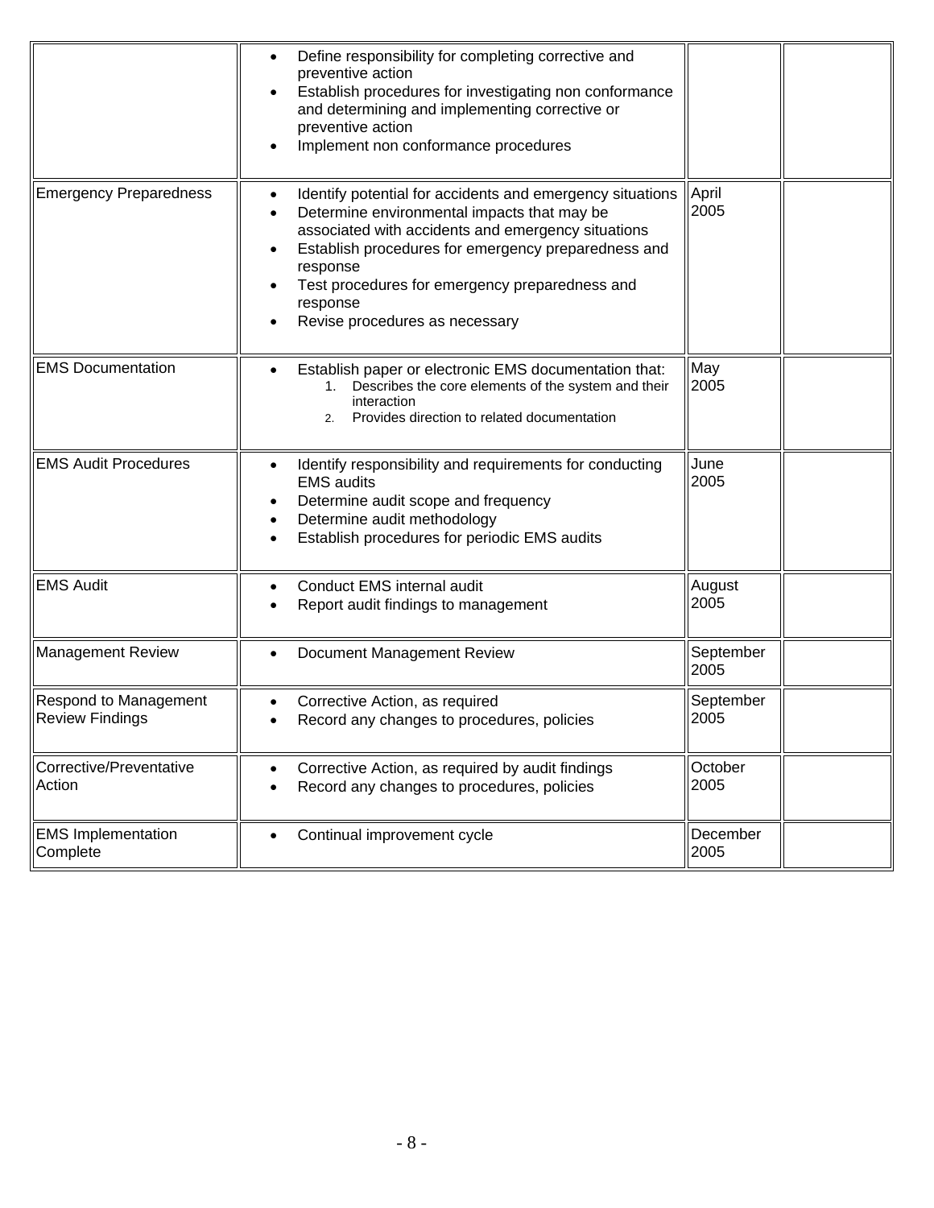| | | | |
|---|---|---|---|
| | • Define responsibility for completing corrective and preventive action<br>• Establish procedures for investigating non conformance and determining and implementing corrective or preventive action<br>• Implement non conformance procedures | | |
| Emergency Preparedness | • Identify potential for accidents and emergency situations<br>• Determine environmental impacts that may be associated with accidents and emergency situations<br>• Establish procedures for emergency preparedness and response<br>• Test procedures for emergency preparedness and response<br>• Revise procedures as necessary | April 2005 | |
| EMS Documentation | • Establish paper or electronic EMS documentation that:<br>1. Describes the core elements of the system and their interaction<br>2. Provides direction to related documentation | May 2005 | |
| EMS Audit Procedures | • Identify responsibility and requirements for conducting EMS audits<br>• Determine audit scope and frequency<br>• Determine audit methodology<br>• Establish procedures for periodic EMS audits | June 2005 | |
| EMS Audit | • Conduct EMS internal audit<br>• Report audit findings to management | August 2005 | |
| Management Review | • Document Management Review | September 2005 | |
| Respond to Management Review Findings | • Corrective Action, as required<br>• Record any changes to procedures, policies | September 2005 | |
| Corrective/Preventative Action | • Corrective Action, as required by audit findings<br>• Record any changes to procedures, policies | October 2005 | |
| EMS Implementation Complete | • Continual improvement cycle | December 2005 | |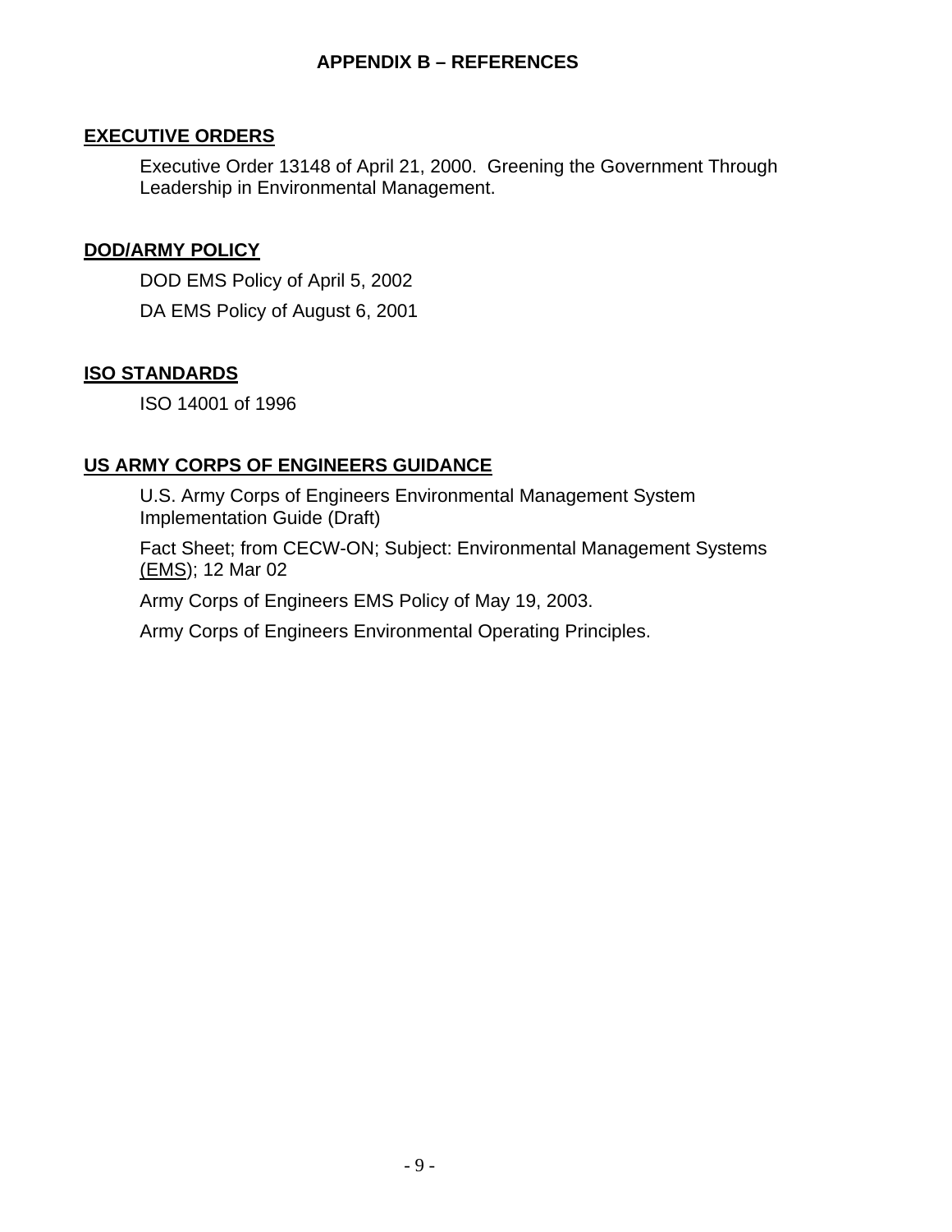# APPENDIX B – REFERENCES

## EXECUTIVE ORDERS

Executive Order 13148 of April 21, 2000. Greening the Government Through Leadership in Environmental Management.

## DOD/ARMY POLICY

DOD EMS Policy of April 5, 2002

DA EMS Policy of August 6, 2001

## ISO STANDARDS

ISO 14001 of 1996

## US ARMY CORPS OF ENGINEERS GUIDANCE

U.S. Army Corps of Engineers Environmental Management System Implementation Guide (Draft)

Fact Sheet; from CECW-ON; Subject: Environmental Management Systems (EMS); 12 Mar 02

Army Corps of Engineers EMS Policy of May 19, 2003.

Army Corps of Engineers Environmental Operating Principles.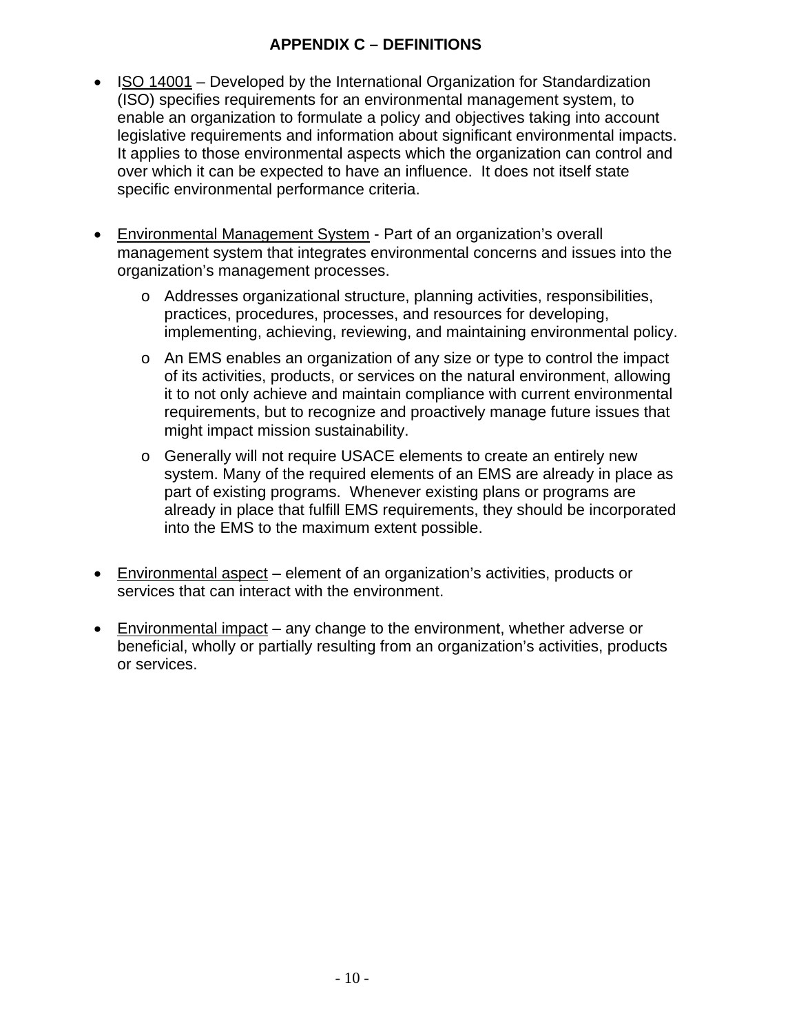## APPENDIX C – DEFINITIONS

- ISO 14001 – Developed by the International Organization for Standardization (ISO) specifies requirements for an environmental management system, to enable an organization to formulate a policy and objectives taking into account legislative requirements and information about significant environmental impacts. It applies to those environmental aspects which the organization can control and over which it can be expected to have an influence. It does not itself state specific environmental performance criteria.

- Environmental Management System - Part of an organization's overall management system that integrates environmental concerns and issues into the organization's management processes.
  - Addresses organizational structure, planning activities, responsibilities, practices, procedures, processes, and resources for developing, implementing, achieving, reviewing, and maintaining environmental policy.
  - An EMS enables an organization of any size or type to control the impact of its activities, products, or services on the natural environment, allowing it to not only achieve and maintain compliance with current environmental requirements, but to recognize and proactively manage future issues that might impact mission sustainability.
  - Generally will not require USACE elements to create an entirely new system. Many of the required elements of an EMS are already in place as part of existing programs. Whenever existing plans or programs are already in place that fulfill EMS requirements, they should be incorporated into the EMS to the maximum extent possible.

- Environmental aspect – element of an organization's activities, products or services that can interact with the environment.

- Environmental impact – any change to the environment, whether adverse or beneficial, wholly or partially resulting from an organization's activities, products or services.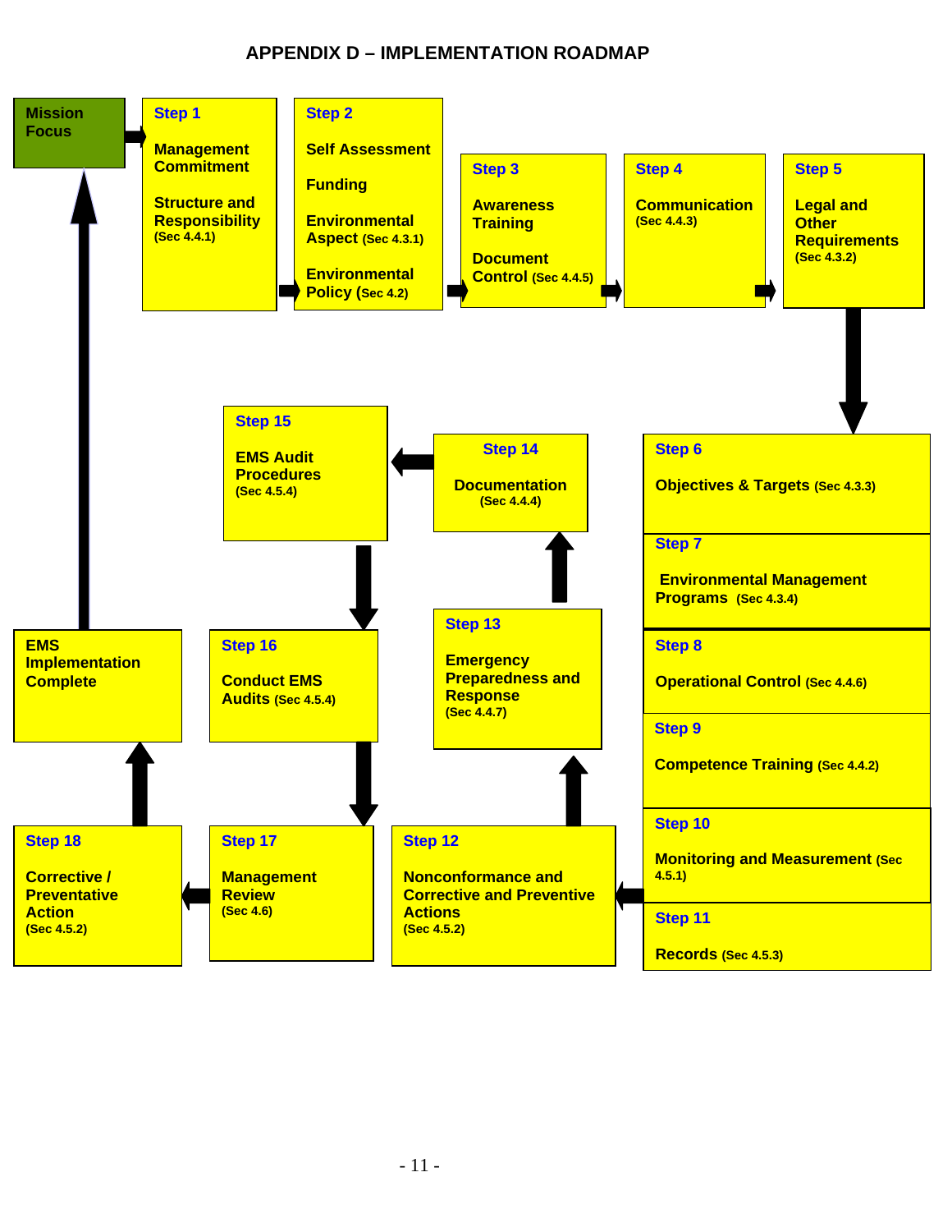# APPENDIX D – IMPLEMENTATION ROADMAP

Mission Focus

**Step 1**

Management Commitment

Structure and Responsibility (Sec 4.4.1)

**Step 2**

Self Assessment

Funding

Environmental Aspect (Sec 4.3.1)

Environmental Policy (Sec 4.2)

**Step 3**

Awareness Training

Document Control (Sec 4.4.5)

**Step 4**

Communication (Sec 4.4.3)

**Step 5**

Legal and Other Requirements (Sec 4.3.2)

**Step 6**

Objectives & Targets (Sec 4.3.3)

**Step 7**

Environmental Management Programs (Sec 4.3.4)

**Step 8**

Operational Control (Sec 4.4.6)

**Step 9**

Competence Training (Sec 4.4.2)

**Step 10**

Monitoring and Measurement (Sec 4.5.1)

**Step 11**

Records (Sec 4.5.3)

**Step 12**

Nonconformance and Corrective and Preventive Actions (Sec 4.5.2)

**Step 13**

Emergency Preparedness and Response (Sec 4.4.7)

**Step 14**

Documentation (Sec 4.4.4)

**Step 15**

EMS Audit Procedures (Sec 4.5.4)

**Step 16**

Conduct EMS Audits (Sec 4.5.4)

**Step 17**

Management Review (Sec 4.6)

**Step 18**

Corrective / Preventative Action (Sec 4.5.2)

EMS Implementation Complete